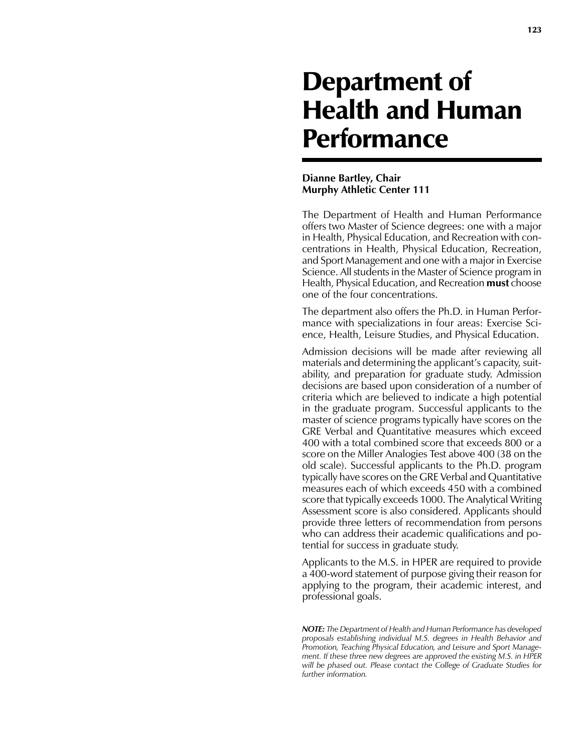# Department of Health and Human Performance

**Dianne Bartley, Chair**
**Murphy Athletic Center 111**

The Department of Health and Human Performance offers two Master of Science degrees: one with a major in Health, Physical Education, and Recreation with concentrations in Health, Physical Education, Recreation, and Sport Management and one with a major in Exercise Science. All students in the Master of Science program in Health, Physical Education, and Recreation **must** choose one of the four concentrations.

The department also offers the Ph.D. in Human Performance with specializations in four areas: Exercise Science, Health, Leisure Studies, and Physical Education.

Admission decisions will be made after reviewing all materials and determining the applicant's capacity, suitability, and preparation for graduate study. Admission decisions are based upon consideration of a number of criteria which are believed to indicate a high potential in the graduate program. Successful applicants to the master of science programs typically have scores on the GRE Verbal and Quantitative measures which exceed 400 with a total combined score that exceeds 800 or a score on the Miller Analogies Test above 400 (38 on the old scale). Successful applicants to the Ph.D. program typically have scores on the GRE Verbal and Quantitative measures each of which exceeds 450 with a combined score that typically exceeds 1000. The Analytical Writing Assessment score is also considered. Applicants should provide three letters of recommendation from persons who can address their academic qualifications and potential for success in graduate study.

Applicants to the M.S. in HPER are required to provide a 400-word statement of purpose giving their reason for applying to the program, their academic interest, and professional goals.

***NOTE:*** *The Department of Health and Human Performance has developed proposals establishing individual M.S. degrees in Health Behavior and Promotion, Teaching Physical Education, and Leisure and Sport Management. If these three new degrees are approved the existing M.S. in HPER will be phased out. Please contact the College of Graduate Studies for further information.*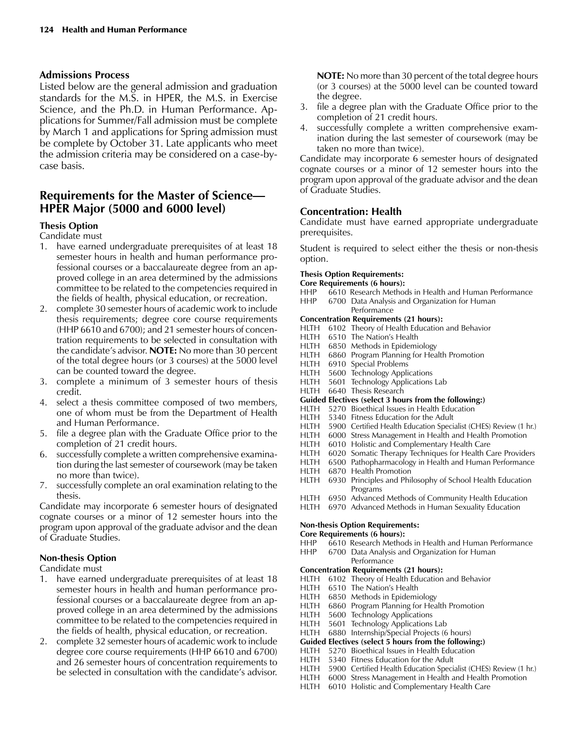## Admissions Process

Listed below are the general admission and graduation standards for the M.S. in HPER, the M.S. in Exercise Science, and the Ph.D. in Human Performance. Applications for Summer/Fall admission must be complete by March 1 and applications for Spring admission must be complete by October 31. Late applicants who meet the admission criteria may be considered on a case-by-case basis.

## Requirements for the Master of Science—HPER Major (5000 and 6000 level)

### Thesis Option

Candidate must

1. have earned undergraduate prerequisites of at least 18 semester hours in health and human performance professional courses or a baccalaureate degree from an approved college in an area determined by the admissions committee to be related to the competencies required in the fields of health, physical education, or recreation.
2. complete 30 semester hours of academic work to include thesis requirements; degree core course requirements (HHP 6610 and 6700); and 21 semester hours of concentration requirements to be selected in consultation with the candidate's advisor. **NOTE:** No more than 30 percent of the total degree hours (or 3 courses) at the 5000 level can be counted toward the degree.
3. complete a minimum of 3 semester hours of thesis credit.
4. select a thesis committee composed of two members, one of whom must be from the Department of Health and Human Performance.
5. file a degree plan with the Graduate Office prior to the completion of 21 credit hours.
6. successfully complete a written comprehensive examination during the last semester of coursework (may be taken no more than twice).
7. successfully complete an oral examination relating to the thesis.

Candidate may incorporate 6 semester hours of designated cognate courses or a minor of 12 semester hours into the program upon approval of the graduate advisor and the dean of Graduate Studies.

### Non-thesis Option

Candidate must

1. have earned undergraduate prerequisites of at least 18 semester hours in health and human performance professional courses or a baccalaureate degree from an approved college in an area determined by the admissions committee to be related to the competencies required in the fields of health, physical education, or recreation.
2. complete 32 semester hours of academic work to include degree core course requirements (HHP 6610 and 6700) and 26 semester hours of concentration requirements to be selected in consultation with the candidate's advisor. **NOTE:** No more than 30 percent of the total degree hours (or 3 courses) at the 5000 level can be counted toward the degree.
3. file a degree plan with the Graduate Office prior to the completion of 21 credit hours.
4. successfully complete a written comprehensive examination during the last semester of coursework (may be taken no more than twice).

Candidate may incorporate 6 semester hours of designated cognate courses or a minor of 12 semester hours into the program upon approval of the graduate advisor and the dean of Graduate Studies.

### Concentration: Health

Candidate must have earned appropriate undergraduate prerequisites.

Student is required to select either the thesis or non-thesis option.

**Thesis Option Requirements:**

**Core Requirements (6 hours):**

HHP 6610 Research Methods in Health and Human Performance
HHP 6700 Data Analysis and Organization for Human Performance

**Concentration Requirements (21 hours):**

HLTH 6102 Theory of Health Education and Behavior
HLTH 6510 The Nation's Health
HLTH 6850 Methods in Epidemiology
HLTH 6860 Program Planning for Health Promotion
HLTH 6910 Special Problems
HLTH 5600 Technology Applications
HLTH 5601 Technology Applications Lab
HLTH 6640 Thesis Research

**Guided Electives (select 3 hours from the following:)**

HLTH 5270 Bioethical Issues in Health Education
HLTH 5340 Fitness Education for the Adult
HLTH 5900 Certified Health Education Specialist (CHES) Review (1 hr.)
HLTH 6000 Stress Management in Health and Health Promotion
HLTH 6010 Holistic and Complementary Health Care
HLTH 6020 Somatic Therapy Techniques for Health Care Providers
HLTH 6500 Pathopharmacology in Health and Human Performance
HLTH 6870 Health Promotion
HLTH 6930 Principles and Philosophy of School Health Education Programs
HLTH 6950 Advanced Methods of Community Health Education
HLTH 6970 Advanced Methods in Human Sexuality Education

**Non-thesis Option Requirements:**

**Core Requirements (6 hours):**

HHP 6610 Research Methods in Health and Human Performance
HHP 6700 Data Analysis and Organization for Human Performance

**Concentration Requirements (21 hours):**

HLTH 6102 Theory of Health Education and Behavior
HLTH 6510 The Nation's Health
HLTH 6850 Methods in Epidemiology
HLTH 6860 Program Planning for Health Promotion
HLTH 5600 Technology Applications
HLTH 5601 Technology Applications Lab
HLTH 6880 Internship/Special Projects (6 hours)

**Guided Electives (select 5 hours from the following:)**

HLTH 5270 Bioethical Issues in Health Education
HLTH 5340 Fitness Education for the Adult
HLTH 5900 Certified Health Education Specialist (CHES) Review (1 hr.)
HLTH 6000 Stress Management in Health and Health Promotion
HLTH 6010 Holistic and Complementary Health Care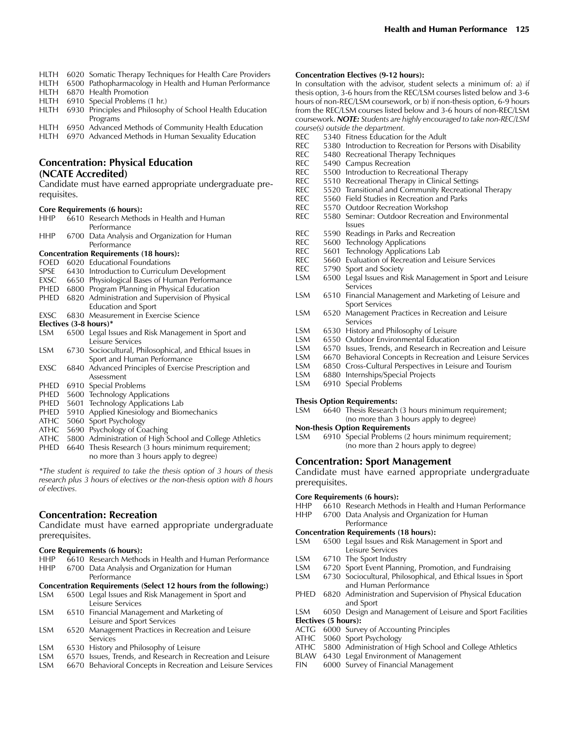HLTH 6020 Somatic Therapy Techniques for Health Care Providers
HLTH 6500 Pathopharmacology in Health and Human Performance
HLTH 6870 Health Promotion
HLTH 6910 Special Problems (1 hr.)
HLTH 6930 Principles and Philosophy of School Health Education Programs
HLTH 6950 Advanced Methods of Community Health Education
HLTH 6970 Advanced Methods in Human Sexuality Education

## Concentration: Physical Education (NCATE Accredited)

Candidate must have earned appropriate undergraduate prerequisites.

**Core Requirements (6 hours):**

HHP 6610 Research Methods in Health and Human Performance
HHP 6700 Data Analysis and Organization for Human Performance

**Concentration Requirements (18 hours):**

FOED 6020 Educational Foundations
SPSE 6430 Introduction to Curriculum Development
EXSC 6650 Physiological Bases of Human Performance
PHED 6800 Program Planning in Physical Education
PHED 6820 Administration and Supervision of Physical Education and Sport
EXSC 6830 Measurement in Exercise Science

**Electives (3-8 hours)***

LSM 6500 Legal Issues and Risk Management in Sport and Leisure Services
LSM 6730 Sociocultural, Philosophical, and Ethical Issues in Sport and Human Performance
EXSC 6840 Advanced Principles of Exercise Prescription and Assessment
PHED 6910 Special Problems
PHED 5600 Technology Applications
PHED 5601 Technology Applications Lab
PHED 5910 Applied Kinesiology and Biomechanics
ATHC 5060 Sport Psychology
ATHC 5690 Psychology of Coaching
ATHC 5800 Administration of High School and College Athletics
PHED 6640 Thesis Research (3 hours minimum requirement; no more than 3 hours apply to degree)

*\*The student is required to take the thesis option of 3 hours of thesis research plus 3 hours of electives or the non-thesis option with 8 hours of electives.*

## Concentration: Recreation

Candidate must have earned appropriate undergraduate prerequisites.

**Core Requirements (6 hours):**

HHP 6610 Research Methods in Health and Human Performance
HHP 6700 Data Analysis and Organization for Human Performance

**Concentration Requirements (Select 12 hours from the following:)**

LSM 6500 Legal Issues and Risk Management in Sport and Leisure Services
LSM 6510 Financial Management and Marketing of Leisure and Sport Services
LSM 6520 Management Practices in Recreation and Leisure Services
LSM 6530 History and Philosophy of Leisure
LSM 6570 Issues, Trends, and Research in Recreation and Leisure
LSM 6670 Behavioral Concepts in Recreation and Leisure Services

**Concentration Electives (9-12 hours):**

In consultation with the advisor, student selects a minimum of: a) if thesis option, 3-6 hours from the REC/LSM courses listed below and 3-6 hours of non-REC/LSM coursework, or b) if non-thesis option, 6-9 hours from the REC/LSM courses listed below and 3-6 hours of non-REC/LSM coursework. ***NOTE:*** *Students are highly encouraged to take non-REC/LSM course(s) outside the department.*

REC 5340 Fitness Education for the Adult
REC 5380 Introduction to Recreation for Persons with Disability
REC 5480 Recreational Therapy Techniques
REC 5490 Campus Recreation
REC 5500 Introduction to Recreational Therapy
REC 5510 Recreational Therapy in Clinical Settings
REC 5520 Transitional and Community Recreational Therapy
REC 5560 Field Studies in Recreation and Parks
REC 5570 Outdoor Recreation Workshop
REC 5580 Seminar: Outdoor Recreation and Environmental Issues
REC 5590 Readings in Parks and Recreation
REC 5600 Technology Applications
REC 5601 Technology Applications Lab
REC 5660 Evaluation of Recreation and Leisure Services
REC 5790 Sport and Society
LSM 6500 Legal Issues and Risk Management in Sport and Leisure Services
LSM 6510 Financial Management and Marketing of Leisure and Sport Services
LSM 6520 Management Practices in Recreation and Leisure Services
LSM 6530 History and Philosophy of Leisure
LSM 6550 Outdoor Environmental Education
LSM 6570 Issues, Trends, and Research in Recreation and Leisure
LSM 6670 Behavioral Concepts in Recreation and Leisure Services
LSM 6850 Cross-Cultural Perspectives in Leisure and Tourism
LSM 6880 Internships/Special Projects
LSM 6910 Special Problems

**Thesis Option Requirements:**

LSM 6640 Thesis Research (3 hours minimum requirement; (no more than 3 hours apply to degree)

**Non-thesis Option Requirements**

LSM 6910 Special Problems (2 hours minimum requirement; (no more than 2 hours apply to degree)

## Concentration: Sport Management

Candidate must have earned appropriate undergraduate prerequisites.

**Core Requirements (6 hours):**

HHP 6610 Research Methods in Health and Human Performance
HHP 6700 Data Analysis and Organization for Human Performance

**Concentration Requirements (18 hours):**

LSM 6500 Legal Issues and Risk Management in Sport and Leisure Services
LSM 6710 The Sport Industry
LSM 6720 Sport Event Planning, Promotion, and Fundraising
LSM 6730 Sociocultural, Philosophical, and Ethical Issues in Sport and Human Performance
PHED 6820 Administration and Supervision of Physical Education and Sport
LSM 6050 Design and Management of Leisure and Sport Facilities

**Electives (5 hours):**

ACTG 6000 Survey of Accounting Principles
ATHC 5060 Sport Psychology
ATHC 5800 Administration of High School and College Athletics
BLAW 6430 Legal Environment of Management
FIN 6000 Survey of Financial Management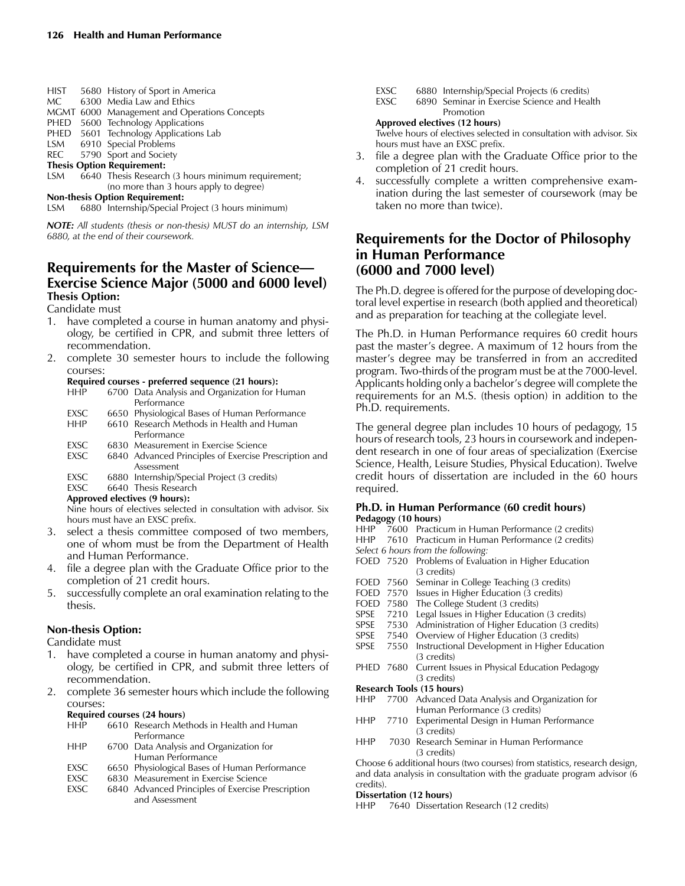HIST 5680 History of Sport in America
MC 6300 Media Law and Ethics
MGMT 6000 Management and Operations Concepts
PHED 5600 Technology Applications
PHED 5601 Technology Applications Lab
LSM 6910 Special Problems
REC 5790 Sport and Society

**Thesis Option Requirement:**

LSM 6640 Thesis Research (3 hours minimum requirement; (no more than 3 hours apply to degree)

**Non-thesis Option Requirement:**

LSM 6880 Internship/Special Project (3 hours minimum)

***NOTE:*** *All students (thesis or non-thesis) MUST do an internship, LSM 6880, at the end of their coursework.*

## Requirements for the Master of Science—Exercise Science Major (5000 and 6000 level)

### Thesis Option:

Candidate must

1. have completed a course in human anatomy and physiology, be certified in CPR, and submit three letters of recommendation.
2. complete 30 semester hours to include the following courses:

   **Required courses - preferred sequence (21 hours):**

   HHP 6700 Data Analysis and Organization for Human Performance
   EXSC 6650 Physiological Bases of Human Performance
   HHP 6610 Research Methods in Health and Human Performance
   EXSC 6830 Measurement in Exercise Science
   EXSC 6840 Advanced Principles of Exercise Prescription and Assessment
   EXSC 6880 Internship/Special Project (3 credits)
   EXSC 6640 Thesis Research

   **Approved electives (9 hours):**

   Nine hours of electives selected in consultation with advisor. Six hours must have an EXSC prefix.
3. select a thesis committee composed of two members, one of whom must be from the Department of Health and Human Performance.
4. file a degree plan with the Graduate Office prior to the completion of 21 credit hours.
5. successfully complete an oral examination relating to the thesis.

### Non-thesis Option:

Candidate must

1. have completed a course in human anatomy and physiology, be certified in CPR, and submit three letters of recommendation.
2. complete 36 semester hours which include the following courses:

   **Required courses (24 hours)**

   HHP 6610 Research Methods in Health and Human Performance
   HHP 6700 Data Analysis and Organization for Human Performance
   EXSC 6650 Physiological Bases of Human Performance
   EXSC 6830 Measurement in Exercise Science
   EXSC 6840 Advanced Principles of Exercise Prescription and Assessment
   EXSC 6880 Internship/Special Projects (6 credits)
   EXSC 6890 Seminar in Exercise Science and Health Promotion

   **Approved electives (12 hours)**

   Twelve hours of electives selected in consultation with advisor. Six hours must have an EXSC prefix.
3. file a degree plan with the Graduate Office prior to the completion of 21 credit hours.
4. successfully complete a written comprehensive examination during the last semester of coursework (may be taken no more than twice).

## Requirements for the Doctor of Philosophy in Human Performance (6000 and 7000 level)

The Ph.D. degree is offered for the purpose of developing doctoral level expertise in research (both applied and theoretical) and as preparation for teaching at the collegiate level.

The Ph.D. in Human Performance requires 60 credit hours past the master's degree. A maximum of 12 hours from the master's degree may be transferred in from an accredited program. Two-thirds of the program must be at the 7000-level. Applicants holding only a bachelor's degree will complete the requirements for an M.S. (thesis option) in addition to the Ph.D. requirements.

The general degree plan includes 10 hours of pedagogy, 15 hours of research tools, 23 hours in coursework and independent research in one of four areas of specialization (Exercise Science, Health, Leisure Studies, Physical Education). Twelve credit hours of dissertation are included in the 60 hours required.

**Ph.D. in Human Performance (60 credit hours)**

**Pedagogy (10 hours)**

HHP 7600 Practicum in Human Performance (2 credits)
HHP 7610 Practicum in Human Performance (2 credits)

*Select 6 hours from the following:*

FOED 7520 Problems of Evaluation in Higher Education (3 credits)
FOED 7560 Seminar in College Teaching (3 credits)
FOED 7570 Issues in Higher Education (3 credits)
FOED 7580 The College Student (3 credits)
SPSE 7210 Legal Issues in Higher Education (3 credits)
SPSE 7530 Administration of Higher Education (3 credits)
SPSE 7540 Overview of Higher Education (3 credits)
SPSE 7550 Instructional Development in Higher Education (3 credits)
PHED 7680 Current Issues in Physical Education Pedagogy (3 credits)

**Research Tools (15 hours)**

HHP 7700 Advanced Data Analysis and Organization for Human Performance (3 credits)
HHP 7710 Experimental Design in Human Performance (3 credits)
HHP 7030 Research Seminar in Human Performance (3 credits)

Choose 6 additional hours (two courses) from statistics, research design, and data analysis in consultation with the graduate program advisor (6 credits).

**Dissertation (12 hours)**

HHP 7640 Dissertation Research (12 credits)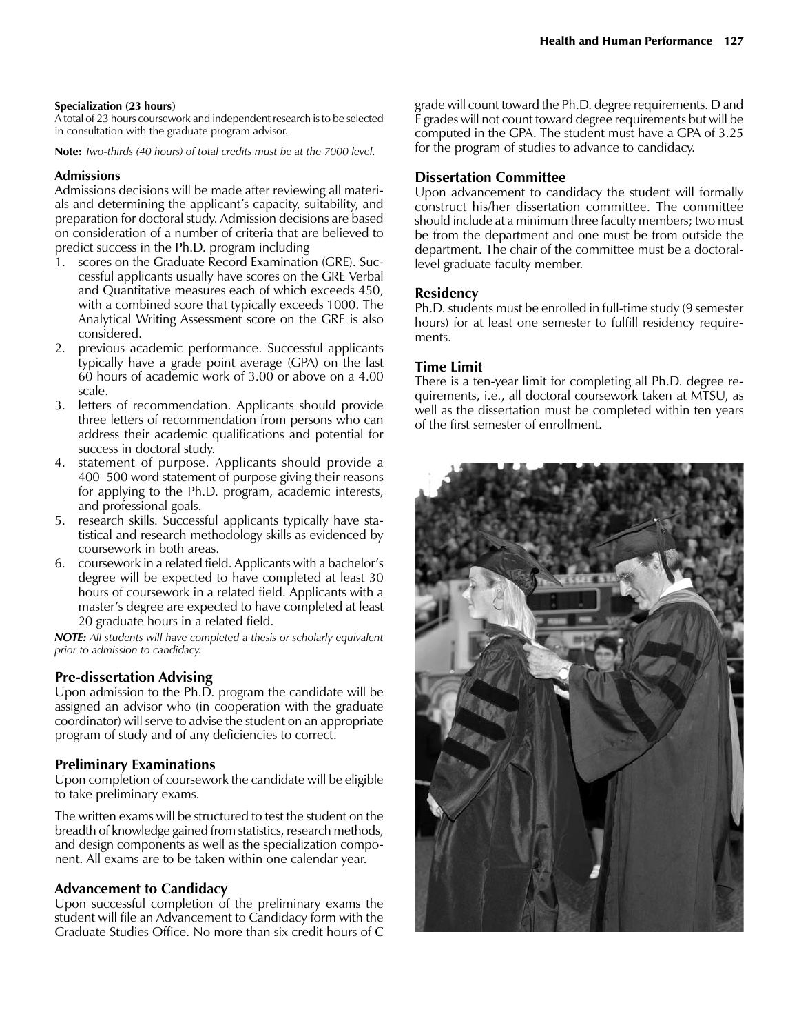**Specialization (23 hours)**
A total of 23 hours coursework and independent research is to be selected in consultation with the graduate program advisor.

**Note:** *Two-thirds (40 hours) of total credits must be at the 7000 level.*

### Admissions

Admissions decisions will be made after reviewing all materials and determining the applicant's capacity, suitability, and preparation for doctoral study. Admission decisions are based on consideration of a number of criteria that are believed to predict success in the Ph.D. program including

1. scores on the Graduate Record Examination (GRE). Successful applicants usually have scores on the GRE Verbal and Quantitative measures each of which exceeds 450, with a combined score that typically exceeds 1000. The Analytical Writing Assessment score on the GRE is also considered.
2. previous academic performance. Successful applicants typically have a grade point average (GPA) on the last 60 hours of academic work of 3.00 or above on a 4.00 scale.
3. letters of recommendation. Applicants should provide three letters of recommendation from persons who can address their academic qualifications and potential for success in doctoral study.
4. statement of purpose. Applicants should provide a 400–500 word statement of purpose giving their reasons for applying to the Ph.D. program, academic interests, and professional goals.
5. research skills. Successful applicants typically have statistical and research methodology skills as evidenced by coursework in both areas.
6. coursework in a related field. Applicants with a bachelor's degree will be expected to have completed at least 30 hours of coursework in a related field. Applicants with a master's degree are expected to have completed at least 20 graduate hours in a related field.

***NOTE:*** *All students will have completed a thesis or scholarly equivalent prior to admission to candidacy.*

### Pre-dissertation Advising

Upon admission to the Ph.D. program the candidate will be assigned an advisor who (in cooperation with the graduate coordinator) will serve to advise the student on an appropriate program of study and of any deficiencies to correct.

### Preliminary Examinations

Upon completion of coursework the candidate will be eligible to take preliminary exams.

The written exams will be structured to test the student on the breadth of knowledge gained from statistics, research methods, and design components as well as the specialization component. All exams are to be taken within one calendar year.

### Advancement to Candidacy

Upon successful completion of the preliminary exams the student will file an Advancement to Candidacy form with the Graduate Studies Office. No more than six credit hours of C grade will count toward the Ph.D. degree requirements. D and F grades will not count toward degree requirements but will be computed in the GPA. The student must have a GPA of 3.25 for the program of studies to advance to candidacy.

### Dissertation Committee

Upon advancement to candidacy the student will formally construct his/her dissertation committee. The committee should include at a minimum three faculty members; two must be from the department and one must be from outside the department. The chair of the committee must be a doctoral-level graduate faculty member.

### Residency

Ph.D. students must be enrolled in full-time study (9 semester hours) for at least one semester to fulfill residency requirements.

### Time Limit

There is a ten-year limit for completing all Ph.D. degree requirements, i.e., all doctoral coursework taken at MTSU, as well as the dissertation must be completed within ten years of the first semester of enrollment.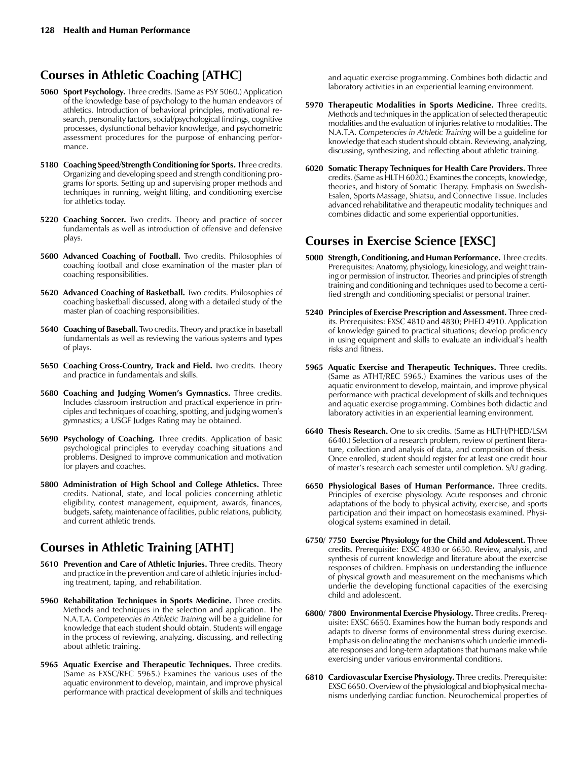## Courses in Athletic Coaching [ATHC]

**5060 Sport Psychology.** Three credits. (Same as PSY 5060.) Application of the knowledge base of psychology to the human endeavors of athletics. Introduction of behavioral principles, motivational research, personality factors, social/psychological findings, cognitive processes, dysfunctional behavior knowledge, and psychometric assessment procedures for the purpose of enhancing performance.

**5180 Coaching Speed/Strength Conditioning for Sports.** Three credits. Organizing and developing speed and strength conditioning programs for sports. Setting up and supervising proper methods and techniques in running, weight lifting, and conditioning exercise for athletics today.

**5220 Coaching Soccer.** Two credits. Theory and practice of soccer fundamentals as well as introduction of offensive and defensive plays.

**5600 Advanced Coaching of Football.** Two credits. Philosophies of coaching football and close examination of the master plan of coaching responsibilities.

**5620 Advanced Coaching of Basketball.** Two credits. Philosophies of coaching basketball discussed, along with a detailed study of the master plan of coaching responsibilities.

**5640 Coaching of Baseball.** Two credits. Theory and practice in baseball fundamentals as well as reviewing the various systems and types of plays.

**5650 Coaching Cross-Country, Track and Field.** Two credits. Theory and practice in fundamentals and skills.

**5680 Coaching and Judging Women's Gymnastics.** Three credits. Includes classroom instruction and practical experience in principles and techniques of coaching, spotting, and judging women's gymnastics; a USGF Judges Rating may be obtained.

**5690 Psychology of Coaching.** Three credits. Application of basic psychological principles to everyday coaching situations and problems. Designed to improve communication and motivation for players and coaches.

**5800 Administration of High School and College Athletics.** Three credits. National, state, and local policies concerning athletic eligibility, contest management, equipment, awards, finances, budgets, safety, maintenance of facilities, public relations, publicity, and current athletic trends.

## Courses in Athletic Training [ATHT]

**5610 Prevention and Care of Athletic Injuries.** Three credits. Theory and practice in the prevention and care of athletic injuries including treatment, taping, and rehabilitation.

**5960 Rehabilitation Techniques in Sports Medicine.** Three credits. Methods and techniques in the selection and application. The N.A.T.A. *Competencies in Athletic Training* will be a guideline for knowledge that each student should obtain. Students will engage in the process of reviewing, analyzing, discussing, and reflecting about athletic training.

**5965 Aquatic Exercise and Therapeutic Techniques.** Three credits. (Same as EXSC/REC 5965.) Examines the various uses of the aquatic environment to develop, maintain, and improve physical performance with practical development of skills and techniques and aquatic exercise programming. Combines both didactic and laboratory activities in an experiential learning environment.

**5970 Therapeutic Modalities in Sports Medicine.** Three credits. Methods and techniques in the application of selected therapeutic modalities and the evaluation of injuries relative to modalities. The N.A.T.A. *Competencies in Athletic Training* will be a guideline for knowledge that each student should obtain. Reviewing, analyzing, discussing, synthesizing, and reflecting about athletic training.

**6020 Somatic Therapy Techniques for Health Care Providers.** Three credits. (Same as HLTH 6020.) Examines the concepts, knowledge, theories, and history of Somatic Therapy. Emphasis on Swedish-Esalen, Sports Massage, Shiatsu, and Connective Tissue. Includes advanced rehabilitative and therapeutic modality techniques and combines didactic and some experiential opportunities.

## Courses in Exercise Science [EXSC]

**5000 Strength, Conditioning, and Human Performance.** Three credits. Prerequisites: Anatomy, physiology, kinesiology, and weight training or permission of instructor. Theories and principles of strength training and conditioning and techniques used to become a certified strength and conditioning specialist or personal trainer.

**5240 Principles of Exercise Prescription and Assessment.** Three credits. Prerequisites: EXSC 4810 and 4830; PHED 4910. Application of knowledge gained to practical situations; develop proficiency in using equipment and skills to evaluate an individual's health risks and fitness.

**5965 Aquatic Exercise and Therapeutic Techniques.** Three credits. (Same as ATHT/REC 5965.) Examines the various uses of the aquatic environment to develop, maintain, and improve physical performance with practical development of skills and techniques and aquatic exercise programming. Combines both didactic and laboratory activities in an experiential learning environment.

**6640 Thesis Research.** One to six credits. (Same as HLTH/PHED/LSM 6640.) Selection of a research problem, review of pertinent literature, collection and analysis of data, and composition of thesis. Once enrolled, student should register for at least one credit hour of master's research each semester until completion. S/U grading.

**6650 Physiological Bases of Human Performance.** Three credits. Principles of exercise physiology. Acute responses and chronic adaptations of the body to physical activity, exercise, and sports participation and their impact on homeostasis examined. Physiological systems examined in detail.

**6750/ 7750 Exercise Physiology for the Child and Adolescent.** Three credits. Prerequisite: EXSC 4830 or 6650. Review, analysis, and synthesis of current knowledge and literature about the exercise responses of children. Emphasis on understanding the influence of physical growth and measurement on the mechanisms which underlie the developing functional capacities of the exercising child and adolescent.

**6800/ 7800 Environmental Exercise Physiology.** Three credits. Prerequisite: EXSC 6650. Examines how the human body responds and adapts to diverse forms of environmental stress during exercise. Emphasis on delineating the mechanisms which underlie immediate responses and long-term adaptations that humans make while exercising under various environmental conditions.

**6810 Cardiovascular Exercise Physiology.** Three credits. Prerequisite: EXSC 6650. Overview of the physiological and biophysical mechanisms underlying cardiac function. Neurochemical properties of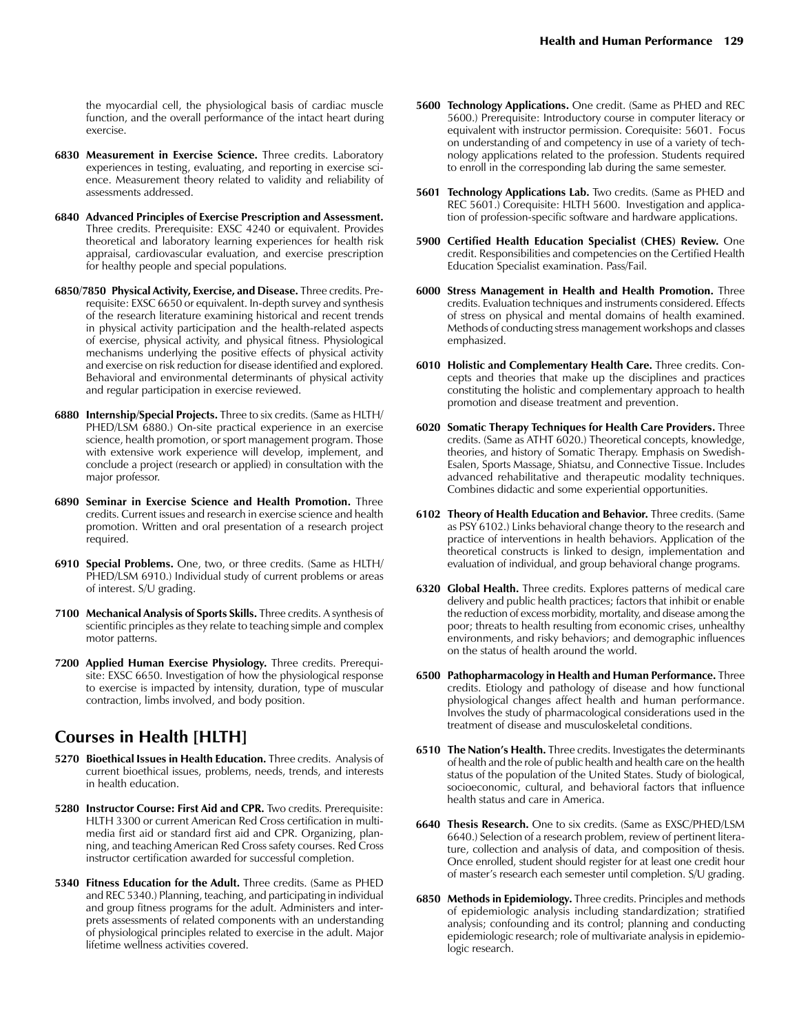the myocardial cell, the physiological basis of cardiac muscle function, and the overall performance of the intact heart during exercise.

**6830 Measurement in Exercise Science.** Three credits. Laboratory experiences in testing, evaluating, and reporting in exercise science. Measurement theory related to validity and reliability of assessments addressed.

**6840 Advanced Principles of Exercise Prescription and Assessment.** Three credits. Prerequisite: EXSC 4240 or equivalent. Provides theoretical and laboratory learning experiences for health risk appraisal, cardiovascular evaluation, and exercise prescription for healthy people and special populations.

**6850/7850 Physical Activity, Exercise, and Disease.** Three credits. Prerequisite: EXSC 6650 or equivalent. In-depth survey and synthesis of the research literature examining historical and recent trends in physical activity participation and the health-related aspects of exercise, physical activity, and physical fitness. Physiological mechanisms underlying the positive effects of physical activity and exercise on risk reduction for disease identified and explored. Behavioral and environmental determinants of physical activity and regular participation in exercise reviewed.

**6880 Internship/Special Projects.** Three to six credits. (Same as HLTH/PHED/LSM 6880.) On-site practical experience in an exercise science, health promotion, or sport management program. Those with extensive work experience will develop, implement, and conclude a project (research or applied) in consultation with the major professor.

**6890 Seminar in Exercise Science and Health Promotion.** Three credits. Current issues and research in exercise science and health promotion. Written and oral presentation of a research project required.

**6910 Special Problems.** One, two, or three credits. (Same as HLTH/PHED/LSM 6910.) Individual study of current problems or areas of interest. S/U grading.

**7100 Mechanical Analysis of Sports Skills.** Three credits. A synthesis of scientific principles as they relate to teaching simple and complex motor patterns.

**7200 Applied Human Exercise Physiology.** Three credits. Prerequisite: EXSC 6650. Investigation of how the physiological response to exercise is impacted by intensity, duration, type of muscular contraction, limbs involved, and body position.

## Courses in Health [HLTH]

**5270 Bioethical Issues in Health Education.** Three credits. Analysis of current bioethical issues, problems, needs, trends, and interests in health education.

**5280 Instructor Course: First Aid and CPR.** Two credits. Prerequisite: HLTH 3300 or current American Red Cross certification in multimedia first aid or standard first aid and CPR. Organizing, planning, and teaching American Red Cross safety courses. Red Cross instructor certification awarded for successful completion.

**5340 Fitness Education for the Adult.** Three credits. (Same as PHED and REC 5340.) Planning, teaching, and participating in individual and group fitness programs for the adult. Administers and interprets assessments of related components with an understanding of physiological principles related to exercise in the adult. Major lifetime wellness activities covered.

**5600 Technology Applications.** One credit. (Same as PHED and REC 5600.) Prerequisite: Introductory course in computer literacy or equivalent with instructor permission. Corequisite: 5601. Focus on understanding of and competency in use of a variety of technology applications related to the profession. Students required to enroll in the corresponding lab during the same semester.

**5601 Technology Applications Lab.** Two credits. (Same as PHED and REC 5601.) Corequisite: HLTH 5600. Investigation and application of profession-specific software and hardware applications.

**5900 Certified Health Education Specialist (CHES) Review.** One credit. Responsibilities and competencies on the Certified Health Education Specialist examination. Pass/Fail.

**6000 Stress Management in Health and Health Promotion.** Three credits. Evaluation techniques and instruments considered. Effects of stress on physical and mental domains of health examined. Methods of conducting stress management workshops and classes emphasized.

**6010 Holistic and Complementary Health Care.** Three credits. Concepts and theories that make up the disciplines and practices constituting the holistic and complementary approach to health promotion and disease treatment and prevention.

**6020 Somatic Therapy Techniques for Health Care Providers.** Three credits. (Same as ATHT 6020.) Theoretical concepts, knowledge, theories, and history of Somatic Therapy. Emphasis on Swedish-Esalen, Sports Massage, Shiatsu, and Connective Tissue. Includes advanced rehabilitative and therapeutic modality techniques. Combines didactic and some experiential opportunities.

**6102 Theory of Health Education and Behavior.** Three credits. (Same as PSY 6102.) Links behavioral change theory to the research and practice of interventions in health behaviors. Application of the theoretical constructs is linked to design, implementation and evaluation of individual, and group behavioral change programs.

**6320 Global Health.** Three credits. Explores patterns of medical care delivery and public health practices; factors that inhibit or enable the reduction of excess morbidity, mortality, and disease among the poor; threats to health resulting from economic crises, unhealthy environments, and risky behaviors; and demographic influences on the status of health around the world.

**6500 Pathopharmacology in Health and Human Performance.** Three credits. Etiology and pathology of disease and how functional physiological changes affect health and human performance. Involves the study of pharmacological considerations used in the treatment of disease and musculoskeletal conditions.

**6510 The Nation's Health.** Three credits. Investigates the determinants of health and the role of public health and health care on the health status of the population of the United States. Study of biological, socioeconomic, cultural, and behavioral factors that influence health status and care in America.

**6640 Thesis Research.** One to six credits. (Same as EXSC/PHED/LSM 6640.) Selection of a research problem, review of pertinent literature, collection and analysis of data, and composition of thesis. Once enrolled, student should register for at least one credit hour of master's research each semester until completion. S/U grading.

**6850 Methods in Epidemiology.** Three credits. Principles and methods of epidemiologic analysis including standardization; stratified analysis; confounding and its control; planning and conducting epidemiologic research; role of multivariate analysis in epidemiologic research.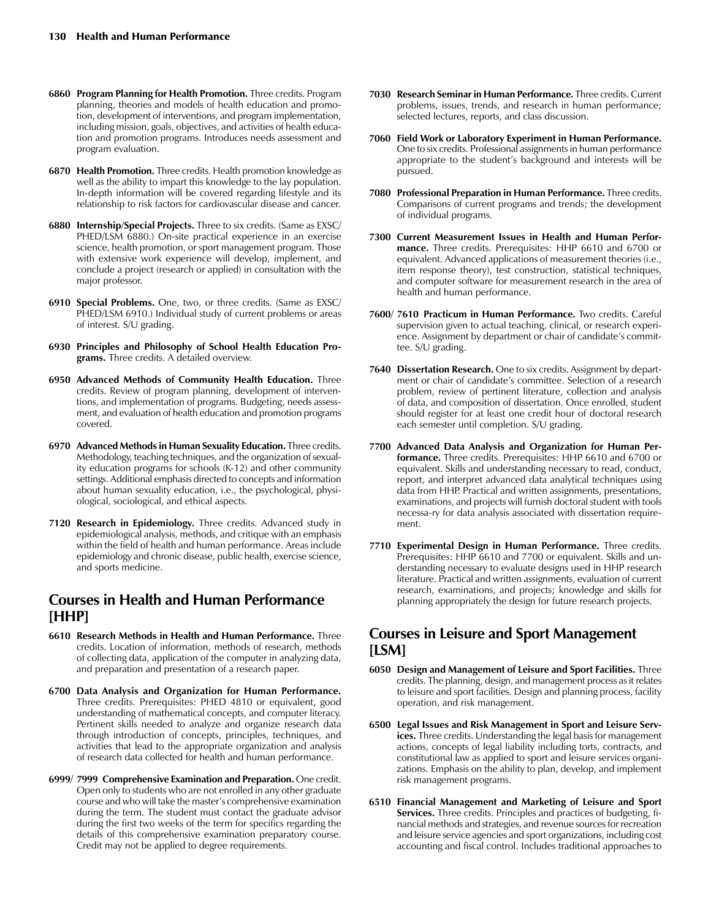**6860 Program Planning for Health Promotion.** Three credits. Program planning, theories and models of health education and promotion, development of interventions, and program implementation, including mission, goals, objectives, and activities of health education and promotion programs. Introduces needs assessment and program evaluation.

**6870 Health Promotion.** Three credits. Health promotion knowledge as well as the ability to impart this knowledge to the lay population. In-depth information will be covered regarding lifestyle and its relationship to risk factors for cardiovascular disease and cancer.

**6880 Internship/Special Projects.** Three to six credits. (Same as EXSC/PHED/LSM 6880.) On-site practical experience in an exercise science, health promotion, or sport management program. Those with extensive work experience will develop, implement, and conclude a project (research or applied) in consultation with the major professor.

**6910 Special Problems.** One, two, or three credits. (Same as EXSC/PHED/LSM 6910.) Individual study of current problems or areas of interest. S/U grading.

**6930 Principles and Philosophy of School Health Education Programs.** Three credits. A detailed overview.

**6950 Advanced Methods of Community Health Education.** Three credits. Review of program planning, development of interventions, and implementation of programs. Budgeting, needs assessment, and evaluation of health education and promotion programs covered.

**6970 Advanced Methods in Human Sexuality Education.** Three credits. Methodology, teaching techniques, and the organization of sexuality education programs for schools (K-12) and other community settings. Additional emphasis directed to concepts and information about human sexuality education, i.e., the psychological, physiological, sociological, and ethical aspects.

**7120 Research in Epidemiology.** Three credits. Advanced study in epidemiological analysis, methods, and critique with an emphasis within the field of health and human performance. Areas include epidemiology and chronic disease, public health, exercise science, and sports medicine.

## Courses in Health and Human Performance [HHP]

**6610 Research Methods in Health and Human Performance.** Three credits. Location of information, methods of research, methods of collecting data, application of the computer in analyzing data, and preparation and presentation of a research paper.

**6700 Data Analysis and Organization for Human Performance.** Three credits. Prerequisites: PHED 4810 or equivalent, good understanding of mathematical concepts, and computer literacy. Pertinent skills needed to analyze and organize research data through introduction of concepts, principles, techniques, and activities that lead to the appropriate organization and analysis of research data collected for health and human performance.

**6999/ 7999 Comprehensive Examination and Preparation.** One credit. Open only to students who are not enrolled in any other graduate course and who will take the master's comprehensive examination during the term. The student must contact the graduate advisor during the first two weeks of the term for specifics regarding the details of this comprehensive examination preparatory course. Credit may not be applied to degree requirements.

**7030 Research Seminar in Human Performance.** Three credits. Current problems, issues, trends, and research in human performance; selected lectures, reports, and class discussion.

**7060 Field Work or Laboratory Experiment in Human Performance.** One to six credits. Professional assignments in human performance appropriate to the student's background and interests will be pursued.

**7080 Professional Preparation in Human Performance.** Three credits. Comparisons of current programs and trends; the development of individual programs.

**7300 Current Measurement Issues in Health and Human Performance.** Three credits. Prerequisites: HHP 6610 and 6700 or equivalent. Advanced applications of measurement theories (i.e., item response theory), test construction, statistical techniques, and computer software for measurement research in the area of health and human performance.

**7600/ 7610 Practicum in Human Performance.** Two credits. Careful supervision given to actual teaching, clinical, or research experience. Assignment by department or chair of candidate's committee. S/U grading.

**7640 Dissertation Research.** One to six credits. Assignment by department or chair of candidate's committee. Selection of a research problem, review of pertinent literature, collection and analysis of data, and composition of dissertation. Once enrolled, student should register for at least one credit hour of doctoral research each semester until completion. S/U grading.

**7700 Advanced Data Analysis and Organization for Human Performance.** Three credits. Prerequisites: HHP 6610 and 6700 or equivalent. Skills and understanding necessary to read, conduct, report, and interpret advanced data analytical techniques using data from HHP. Practical and written assignments, presentations, examinations, and projects will furnish doctoral student with tools necessa-ry for data analysis associated with dissertation requirement.

**7710 Experimental Design in Human Performance.** Three credits. Prerequisites: HHP 6610 and 7700 or equivalent. Skills and understanding necessary to evaluate designs used in HHP research literature. Practical and written assignments, evaluation of current research, examinations, and projects; knowledge and skills for planning appropriately the design for future research projects.

## Courses in Leisure and Sport Management [LSM]

**6050 Design and Management of Leisure and Sport Facilities.** Three credits. The planning, design, and management process as it relates to leisure and sport facilities. Design and planning process, facility operation, and risk management.

**6500 Legal Issues and Risk Management in Sport and Leisure Services.** Three credits. Understanding the legal basis for management actions, concepts of legal liability including torts, contracts, and constitutional law as applied to sport and leisure services organizations. Emphasis on the ability to plan, develop, and implement risk management programs.

**6510 Financial Management and Marketing of Leisure and Sport Services.** Three credits. Principles and practices of budgeting, financial methods and strategies, and revenue sources for recreation and leisure service agencies and sport organizations, including cost accounting and fiscal control. Includes traditional approaches to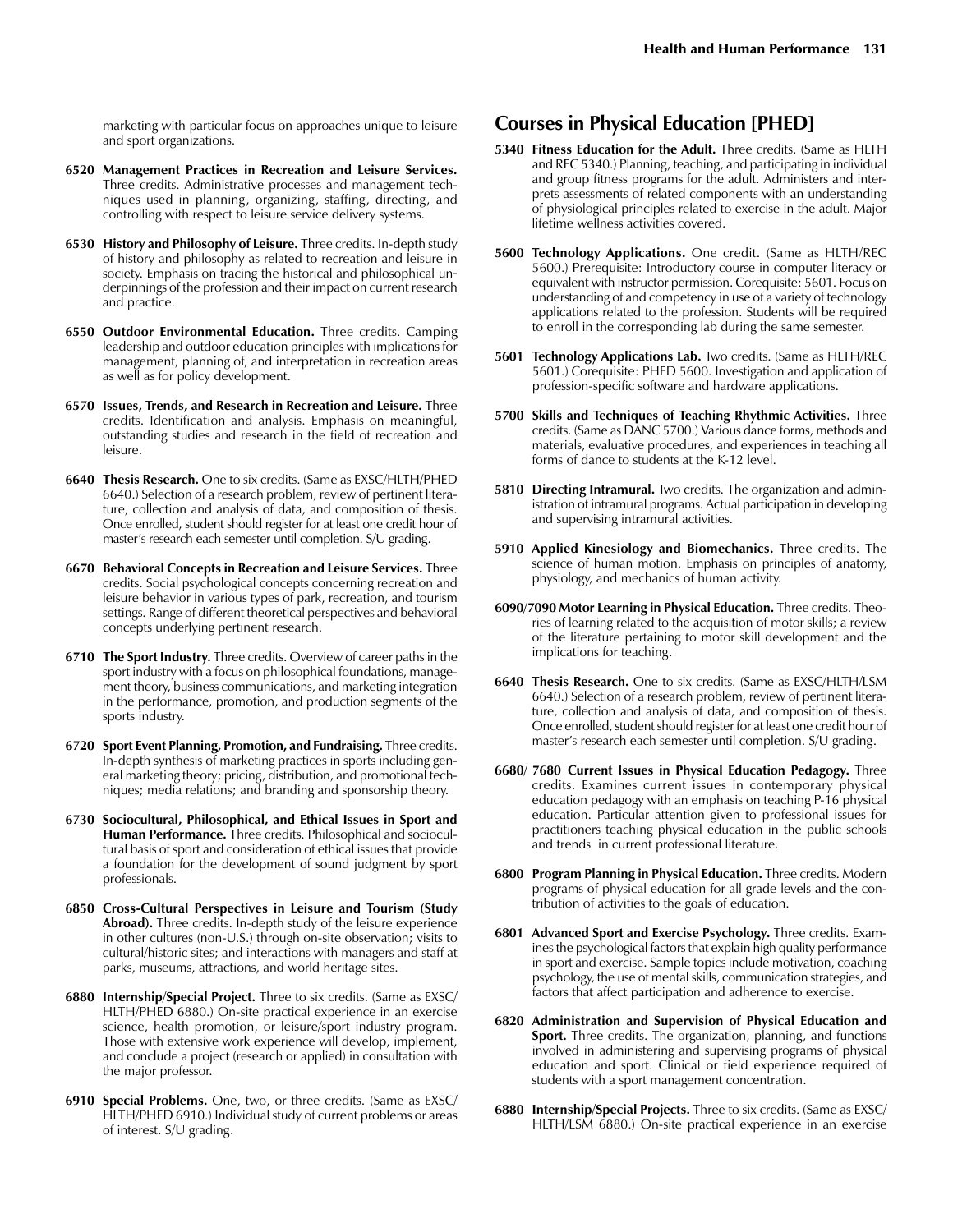marketing with particular focus on approaches unique to leisure and sport organizations.

**6520 Management Practices in Recreation and Leisure Services.** Three credits. Administrative processes and management techniques used in planning, organizing, staffing, directing, and controlling with respect to leisure service delivery systems.

**6530 History and Philosophy of Leisure.** Three credits. In-depth study of history and philosophy as related to recreation and leisure in society. Emphasis on tracing the historical and philosophical underpinnings of the profession and their impact on current research and practice.

**6550 Outdoor Environmental Education.** Three credits. Camping leadership and outdoor education principles with implications for management, planning of, and interpretation in recreation areas as well as for policy development.

**6570 Issues, Trends, and Research in Recreation and Leisure.** Three credits. Identification and analysis. Emphasis on meaningful, outstanding studies and research in the field of recreation and leisure.

**6640 Thesis Research.** One to six credits. (Same as EXSC/HLTH/PHED 6640.) Selection of a research problem, review of pertinent literature, collection and analysis of data, and composition of thesis. Once enrolled, student should register for at least one credit hour of master's research each semester until completion. S/U grading.

**6670 Behavioral Concepts in Recreation and Leisure Services.** Three credits. Social psychological concepts concerning recreation and leisure behavior in various types of park, recreation, and tourism settings. Range of different theoretical perspectives and behavioral concepts underlying pertinent research.

**6710 The Sport Industry.** Three credits. Overview of career paths in the sport industry with a focus on philosophical foundations, management theory, business communications, and marketing integration in the performance, promotion, and production segments of the sports industry.

**6720 Sport Event Planning, Promotion, and Fundraising.** Three credits. In-depth synthesis of marketing practices in sports including general marketing theory; pricing, distribution, and promotional techniques; media relations; and branding and sponsorship theory.

**6730 Sociocultural, Philosophical, and Ethical Issues in Sport and Human Performance.** Three credits. Philosophical and sociocultural basis of sport and consideration of ethical issues that provide a foundation for the development of sound judgment by sport professionals.

**6850 Cross-Cultural Perspectives in Leisure and Tourism (Study Abroad).** Three credits. In-depth study of the leisure experience in other cultures (non-U.S.) through on-site observation; visits to cultural/historic sites; and interactions with managers and staff at parks, museums, attractions, and world heritage sites.

**6880 Internship/Special Project.** Three to six credits. (Same as EXSC/HLTH/PHED 6880.) On-site practical experience in an exercise science, health promotion, or leisure/sport industry program. Those with extensive work experience will develop, implement, and conclude a project (research or applied) in consultation with the major professor.

**6910 Special Problems.** One, two, or three credits. (Same as EXSC/HLTH/PHED 6910.) Individual study of current problems or areas of interest. S/U grading.

## Courses in Physical Education [PHED]

**5340 Fitness Education for the Adult.** Three credits. (Same as HLTH and REC 5340.) Planning, teaching, and participating in individual and group fitness programs for the adult. Administers and interprets assessments of related components with an understanding of physiological principles related to exercise in the adult. Major lifetime wellness activities covered.

**5600 Technology Applications.** One credit. (Same as HLTH/REC 5600.) Prerequisite: Introductory course in computer literacy or equivalent with instructor permission. Corequisite: 5601. Focus on understanding of and competency in use of a variety of technology applications related to the profession. Students will be required to enroll in the corresponding lab during the same semester.

**5601 Technology Applications Lab.** Two credits. (Same as HLTH/REC 5601.) Corequisite: PHED 5600. Investigation and application of profession-specific software and hardware applications.

**5700 Skills and Techniques of Teaching Rhythmic Activities.** Three credits. (Same as DANC 5700.) Various dance forms, methods and materials, evaluative procedures, and experiences in teaching all forms of dance to students at the K-12 level.

**5810 Directing Intramural.** Two credits. The organization and administration of intramural programs. Actual participation in developing and supervising intramural activities.

**5910 Applied Kinesiology and Biomechanics.** Three credits. The science of human motion. Emphasis on principles of anatomy, physiology, and mechanics of human activity.

**6090/7090 Motor Learning in Physical Education.** Three credits. Theories of learning related to the acquisition of motor skills; a review of the literature pertaining to motor skill development and the implications for teaching.

**6640 Thesis Research.** One to six credits. (Same as EXSC/HLTH/LSM 6640.) Selection of a research problem, review of pertinent literature, collection and analysis of data, and composition of thesis. Once enrolled, student should register for at least one credit hour of master's research each semester until completion. S/U grading.

**6680/ 7680 Current Issues in Physical Education Pedagogy.** Three credits. Examines current issues in contemporary physical education pedagogy with an emphasis on teaching P-16 physical education. Particular attention given to professional issues for practitioners teaching physical education in the public schools and trends in current professional literature.

**6800 Program Planning in Physical Education.** Three credits. Modern programs of physical education for all grade levels and the contribution of activities to the goals of education.

**6801 Advanced Sport and Exercise Psychology.** Three credits. Examines the psychological factors that explain high quality performance in sport and exercise. Sample topics include motivation, coaching psychology, the use of mental skills, communication strategies, and factors that affect participation and adherence to exercise.

**6820 Administration and Supervision of Physical Education and Sport.** Three credits. The organization, planning, and functions involved in administering and supervising programs of physical education and sport. Clinical or field experience required of students with a sport management concentration.

**6880 Internship/Special Projects.** Three to six credits. (Same as EXSC/HLTH/LSM 6880.) On-site practical experience in an exercise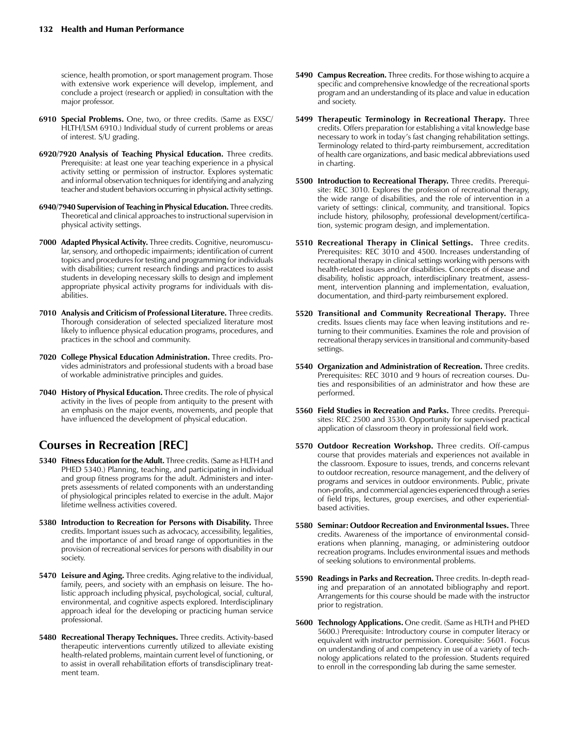science, health promotion, or sport management program. Those with extensive work experience will develop, implement, and conclude a project (research or applied) in consultation with the major professor.

**6910 Special Problems.** One, two, or three credits. (Same as EXSC/HLTH/LSM 6910.) Individual study of current problems or areas of interest. S/U grading.

**6920/7920 Analysis of Teaching Physical Education.** Three credits. Prerequisite: at least one year teaching experience in a physical activity setting or permission of instructor. Explores systematic and informal observation techniques for identifying and analyzing teacher and student behaviors occurring in physical activity settings.

**6940/7940 Supervision of Teaching in Physical Education.** Three credits. Theoretical and clinical approaches to instructional supervision in physical activity settings.

**7000 Adapted Physical Activity.** Three credits. Cognitive, neuromuscular, sensory, and orthopedic impairments; identification of current topics and procedures for testing and programming for individuals with disabilities; current research findings and practices to assist students in developing necessary skills to design and implement appropriate physical activity programs for individuals with disabilities.

**7010 Analysis and Criticism of Professional Literature.** Three credits. Thorough consideration of selected specialized literature most likely to influence physical education programs, procedures, and practices in the school and community.

**7020 College Physical Education Administration.** Three credits. Provides administrators and professional students with a broad base of workable administrative principles and guides.

**7040 History of Physical Education.** Three credits. The role of physical activity in the lives of people from antiquity to the present with an emphasis on the major events, movements, and people that have influenced the development of physical education.

## Courses in Recreation [REC]

**5340 Fitness Education for the Adult.** Three credits. (Same as HLTH and PHED 5340.) Planning, teaching, and participating in individual and group fitness programs for the adult. Administers and interprets assessments of related components with an understanding of physiological principles related to exercise in the adult. Major lifetime wellness activities covered.

**5380 Introduction to Recreation for Persons with Disability.** Three credits. Important issues such as advocacy, accessibility, legalities, and the importance of and broad range of opportunities in the provision of recreational services for persons with disability in our society.

**5470 Leisure and Aging.** Three credits. Aging relative to the individual, family, peers, and society with an emphasis on leisure. The holistic approach including physical, psychological, social, cultural, environmental, and cognitive aspects explored. Interdisciplinary approach ideal for the developing or practicing human service professional.

**5480 Recreational Therapy Techniques.** Three credits. Activity-based therapeutic interventions currently utilized to alleviate existing health-related problems, maintain current level of functioning, or to assist in overall rehabilitation efforts of transdisciplinary treatment team.

**5490 Campus Recreation.** Three credits. For those wishing to acquire a specific and comprehensive knowledge of the recreational sports program and an understanding of its place and value in education and society.

**5499 Therapeutic Terminology in Recreational Therapy.** Three credits. Offers preparation for establishing a vital knowledge base necessary to work in today's fast changing rehabilitation settings. Terminology related to third-party reimbursement, accreditation of health care organizations, and basic medical abbreviations used in charting.

**5500 Introduction to Recreational Therapy.** Three credits. Prerequisite: REC 3010. Explores the profession of recreational therapy, the wide range of disabilities, and the role of intervention in a variety of settings: clinical, community, and transitional. Topics include history, philosophy, professional development/certification, systemic program design, and implementation.

**5510 Recreational Therapy in Clinical Settings.** Three credits. Prerequisites: REC 3010 and 4500. Increases understanding of recreational therapy in clinical settings working with persons with health-related issues and/or disabilities. Concepts of disease and disability, holistic approach, interdisciplinary treatment, assessment, intervention planning and implementation, evaluation, documentation, and third-party reimbursement explored.

**5520 Transitional and Community Recreational Therapy.** Three credits. Issues clients may face when leaving institutions and returning to their communities. Examines the role and provision of recreational therapy services in transitional and community-based settings.

**5540 Organization and Administration of Recreation.** Three credits. Prerequisites: REC 3010 and 9 hours of recreation courses. Duties and responsibilities of an administrator and how these are performed.

**5560 Field Studies in Recreation and Parks.** Three credits. Prerequisites: REC 2500 and 3530. Opportunity for supervised practical application of classroom theory in professional field work.

**5570 Outdoor Recreation Workshop.** Three credits. Off-campus course that provides materials and experiences not available in the classroom. Exposure to issues, trends, and concerns relevant to outdoor recreation, resource management, and the delivery of programs and services in outdoor environments. Public, private non-profits, and commercial agencies experienced through a series of field trips, lectures, group exercises, and other experiential-based activities.

**5580 Seminar: Outdoor Recreation and Environmental Issues.** Three credits. Awareness of the importance of environmental considerations when planning, managing, or administering outdoor recreation programs. Includes environmental issues and methods of seeking solutions to environmental problems.

**5590 Readings in Parks and Recreation.** Three credits. In-depth reading and preparation of an annotated bibliography and report. Arrangements for this course should be made with the instructor prior to registration.

**5600 Technology Applications.** One credit. (Same as HLTH and PHED 5600.) Prerequisite: Introductory course in computer literacy or equivalent with instructor permission. Corequisite: 5601. Focus on understanding of and competency in use of a variety of technology applications related to the profession. Students required to enroll in the corresponding lab during the same semester.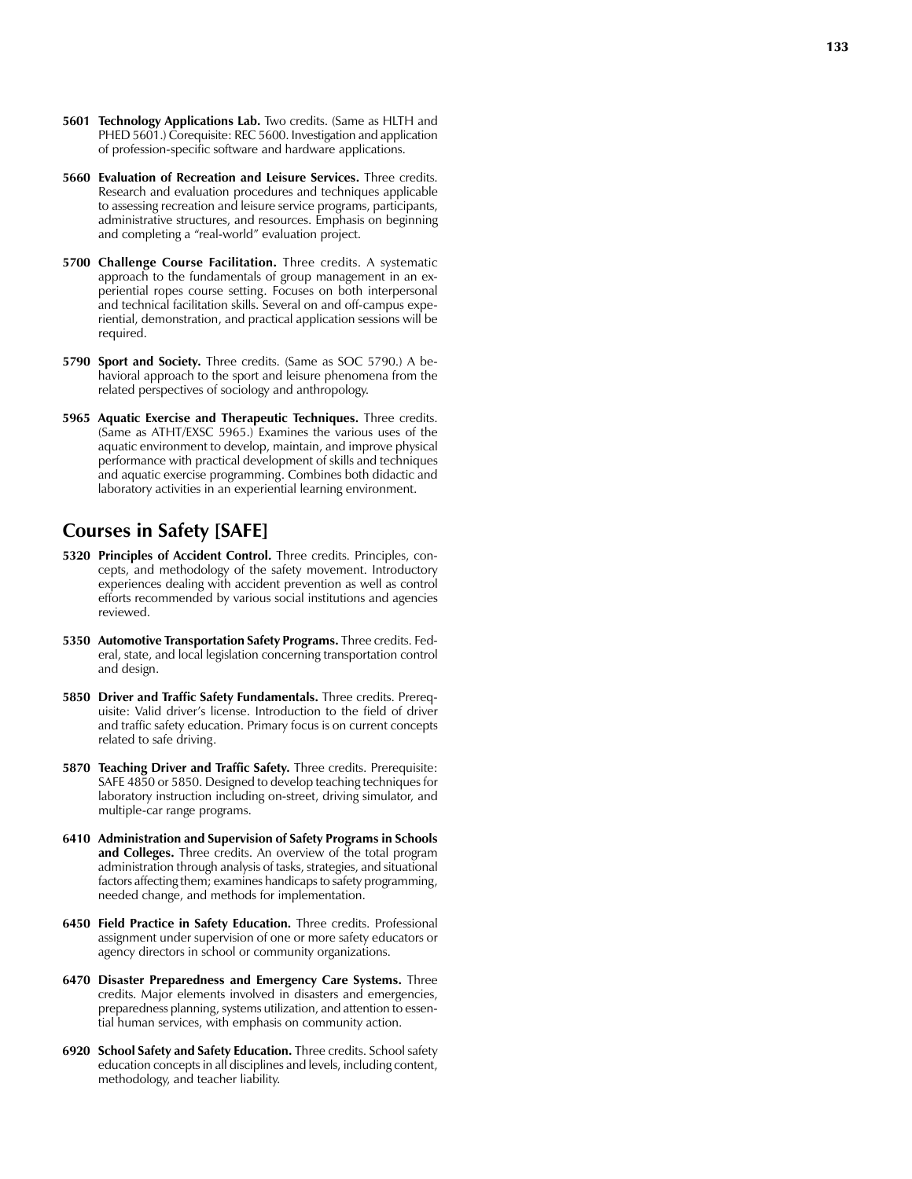**5601 Technology Applications Lab.** Two credits. (Same as HLTH and PHED 5601.) Corequisite: REC 5600. Investigation and application of profession-specific software and hardware applications.

**5660 Evaluation of Recreation and Leisure Services.** Three credits. Research and evaluation procedures and techniques applicable to assessing recreation and leisure service programs, participants, administrative structures, and resources. Emphasis on beginning and completing a "real-world" evaluation project.

**5700 Challenge Course Facilitation.** Three credits. A systematic approach to the fundamentals of group management in an experiential ropes course setting. Focuses on both interpersonal and technical facilitation skills. Several on and off-campus experiential, demonstration, and practical application sessions will be required.

**5790 Sport and Society.** Three credits. (Same as SOC 5790.) A behavioral approach to the sport and leisure phenomena from the related perspectives of sociology and anthropology.

**5965 Aquatic Exercise and Therapeutic Techniques.** Three credits. (Same as ATHT/EXSC 5965.) Examines the various uses of the aquatic environment to develop, maintain, and improve physical performance with practical development of skills and techniques and aquatic exercise programming. Combines both didactic and laboratory activities in an experiential learning environment.

## Courses in Safety [SAFE]

**5320 Principles of Accident Control.** Three credits. Principles, concepts, and methodology of the safety movement. Introductory experiences dealing with accident prevention as well as control efforts recommended by various social institutions and agencies reviewed.

**5350 Automotive Transportation Safety Programs.** Three credits. Federal, state, and local legislation concerning transportation control and design.

**5850 Driver and Traffic Safety Fundamentals.** Three credits. Prerequisite: Valid driver's license. Introduction to the field of driver and traffic safety education. Primary focus is on current concepts related to safe driving.

**5870 Teaching Driver and Traffic Safety.** Three credits. Prerequisite: SAFE 4850 or 5850. Designed to develop teaching techniques for laboratory instruction including on-street, driving simulator, and multiple-car range programs.

**6410 Administration and Supervision of Safety Programs in Schools and Colleges.** Three credits. An overview of the total program administration through analysis of tasks, strategies, and situational factors affecting them; examines handicaps to safety programming, needed change, and methods for implementation.

**6450 Field Practice in Safety Education.** Three credits. Professional assignment under supervision of one or more safety educators or agency directors in school or community organizations.

**6470 Disaster Preparedness and Emergency Care Systems.** Three credits. Major elements involved in disasters and emergencies, preparedness planning, systems utilization, and attention to essential human services, with emphasis on community action.

**6920 School Safety and Safety Education.** Three credits. School safety education concepts in all disciplines and levels, including content, methodology, and teacher liability.